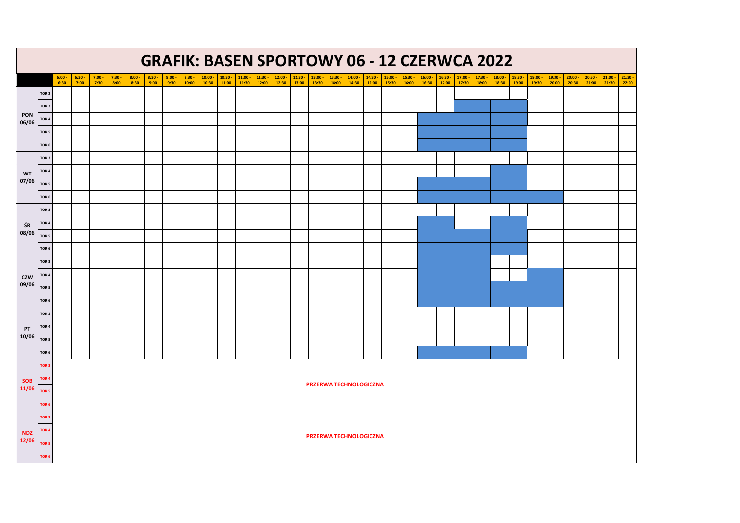# GRAFIK: BASEN SPORTOWY 06 - 12 CZERWCA 2022

| | | 6:00 - 6:30 | 6:30 - 7:00 | 7:00 - 7:30 | 7:30 - 8:00 | 8:00 - 8:30 | 8:30 - 9:00 | 9:00 - 9:30 | 9:30 - 10:00 | 10:00 - 10:30 | 10:30 - 11:00 | 11:00 - 11:30 | 11:30 - 12:00 | 12:00 - 12:30 | 12:30 - 13:00 | 13:00 - 13:30 | 13:30 - 14:00 | 14:00 - 14:30 | 14:30 - 15:00 | 15:00 - 15:30 | 15:30 - 16:00 | 16:00 - 16:30 | 16:30 - 17:00 | 17:00 - 17:30 | 17:30 - 18:00 | 18:00 - 18:30 | 18:30 - 19:00 | 19:00 - 19:30 | 19:30 - 20:00 | 20:00 - 20:30 | 20:30 - 21:00 | 21:00 - 21:30 | 21:30 - 22:00 |
|---|---|---|---|---|---|---|---|---|---|---|---|---|---|---|---|---|---|---|---|---|---|---|---|---|---|---|---|---|---|---|---|---|---|
| PON 06/06 | TOR 2 | | | | | | | | | | | | | | | | | | | | | | | | | | | | | | | | |
| | TOR 3 | | | | | | | | | | | | | | | | | | | | | | | | | | | | | | | | |
| | TOR 4 | | | | | | | | | | | | | | | | | | | | | | | | | | | | | | | | |
| | TOR 5 | | | | | | | | | | | | | | | | | | | | | | | | | | | | | | | | |
| | TOR 6 | | | | | | | | | | | | | | | | | | | | | | | | | | | | | | | | |
| WT 07/06 | TOR 3 | | | | | | | | | | | | | | | | | | | | | | | | | | | | | | | | |
| | TOR 4 | | | | | | | | | | | | | | | | | | | | | | | | | | | | | | | | |
| | TOR 5 | | | | | | | | | | | | | | | | | | | | | | | | | | | | | | | | |
| | TOR 6 | | | | | | | | | | | | | | | | | | | | | | | | | | | | | | | | |
| ŚR 08/06 | TOR 3 | | | | | | | | | | | | | | | | | | | | | | | | | | | | | | | | |
| | TOR 4 | | | | | | | | | | | | | | | | | | | | | | | | | | | | | | | | |
| | TOR 5 | | | | | | | | | | | | | | | | | | | | | | | | | | | | | | | | |
| | TOR 6 | | | | | | | | | | | | | | | | | | | | | | | | | | | | | | | | |
| CZW 09/06 | TOR 3 | | | | | | | | | | | | | | | | | | | | | | | | | | | | | | | | |
| | TOR 4 | | | | | | | | | | | | | | | | | | | | | | | | | | | | | | | | |
| | TOR 5 | | | | | | | | | | | | | | | | | | | | | | | | | | | | | | | | |
| | TOR 6 | | | | | | | | | | | | | | | | | | | | | | | | | | | | | | | | |
| PT 10/06 | TOR 3 | | | | | | | | | | | | | | | | | | | | | | | | | | | | | | | | |
| | TOR 4 | | | | | | | | | | | | | | | | | | | | | | | | | | | | | | | | |
| | TOR 5 | | | | | | | | | | | | | | | | | | | | | | | | | | | | | | | | |
| | TOR 6 | | | | | | | | | | | | | | | | | | | | | | | | | | | | | | | | |
| SOB 11/06 | TOR 3 | PRZERWA TECHNOLOGICZNA | | | | | | | | | | | | | | | | | | | | | | | | | | | | | | | |
| | TOR 4 | | | | | | | | | | | | | | | | | | | | | | | | | | | | | | | | |
| | TOR 5 | | | | | | | | | | | | | | | | | | | | | | | | | | | | | | | | |
| | TOR 6 | | | | | | | | | | | | | | | | | | | | | | | | | | | | | | | | |
| NDZ 12/06 | TOR 3 | PRZERWA TECHNOLOGICZNA | | | | | | | | | | | | | | | | | | | | | | | | | | | | | | | |
| | TOR 4 | | | | | | | | | | | | | | | | | | | | | | | | | | | | | | | | |
| | TOR 5 | | | | | | | | | | | | | | | | | | | | | | | | | | | | | | | | |
| | TOR 6 | | | | | | | | | | | | | | | | | | | | | | | | | | | | | | | | |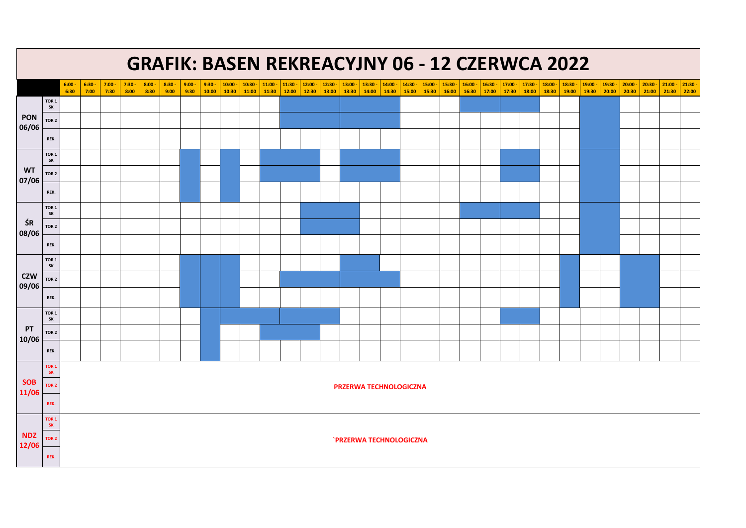# GRAFIK: BASEN REKREACYJNY 06 - 12 CZERWCA 2022

| | | 6:00 - 6:30 | 6:30 - 7:00 | 7:00 - 7:30 | 7:30 - 8:00 | 8:00 - 8:30 | 8:30 - 9:00 | 9:00 - 9:30 | 9:30 - 10:00 | 10:00 - 10:30 | 10:30 - 11:00 | 11:00 - 11:30 | 11:30 - 12:00 | 12:00 - 12:30 | 12:30 - 13:00 | 13:00 - 13:30 | 13:30 - 14:00 | 14:00 - 14:30 | 14:30 - 15:00 | 15:00 - 15:30 | 15:30 - 16:00 | 16:00 - 16:30 | 16:30 - 17:00 | 17:00 - 17:30 | 17:30 - 18:00 | 18:00 - 18:30 | 18:30 - 19:00 | 19:00 - 19:30 | 19:30 - 20:00 | 20:00 - 20:30 | 20:30 - 21:00 | 21:00 - 21:30 | 21:30 - 22:00 |
|---|---|---|---|---|---|---|---|---|---|---|---|---|---|---|---|---|---|---|---|---|---|---|---|---|---|---|---|---|---|---|---|---|---|
| PON 06/06 | TOR 1 SK | | | | | | | | | | | | | | | | | | | | | | | | | | | | | | | | |
| | TOR 2 | | | | | | | | | | | | | | | | | | | | | | | | | | | | | | | | |
| | REK. | | | | | | | | | | | | | | | | | | | | | | | | | | | | | | | | |
| WT 07/06 | TOR 1 SK | | | | | | | | | | | | | | | | | | | | | | | | | | | | | | | | |
| | TOR 2 | | | | | | | | | | | | | | | | | | | | | | | | | | | | | | | | |
| | REK. | | | | | | | | | | | | | | | | | | | | | | | | | | | | | | | | |
| ŚR 08/06 | TOR 1 SK | | | | | | | | | | | | | | | | | | | | | | | | | | | | | | | | |
| | TOR 2 | | | | | | | | | | | | | | | | | | | | | | | | | | | | | | | | |
| | REK. | | | | | | | | | | | | | | | | | | | | | | | | | | | | | | | | |
| CZW 09/06 | TOR 1 SK | | | | | | | | | | | | | | | | | | | | | | | | | | | | | | | | |
| | TOR 2 | | | | | | | | | | | | | | | | | | | | | | | | | | | | | | | | |
| | REK. | | | | | | | | | | | | | | | | | | | | | | | | | | | | | | | | |
| PT 10/06 | TOR 1 SK | | | | | | | | | | | | | | | | | | | | | | | | | | | | | | | | |
| | TOR 2 | | | | | | | | | | | | | | | | | | | | | | | | | | | | | | | | |
| | REK. | | | | | | | | | | | | | | | | | | | | | | | | | | | | | | | | |
| SOB 11/06 | TOR 1 SK | | | | | | | | | | | | | | | | | | | | | | | | | | | | | | | | |
| | TOR 2 | PRZERWA TECHNOLOGICZNA | | | | | | | | | | | | | | | | | | | | | | | | | | | | | | | |
| | REK. | | | | | | | | | | | | | | | | | | | | | | | | | | | | | | | | |
| NDZ 12/06 | TOR 1 SK | | | | | | | | | | | | | | | | | | | | | | | | | | | | | | | | |
| | TOR 2 | `PRZERWA TECHNOLOGICZNA | | | | | | | | | | | | | | | | | | | | | | | | | | | | | | | |
| | REK. | | | | | | | | | | | | | | | | | | | | | | | | | | | | | | | | |